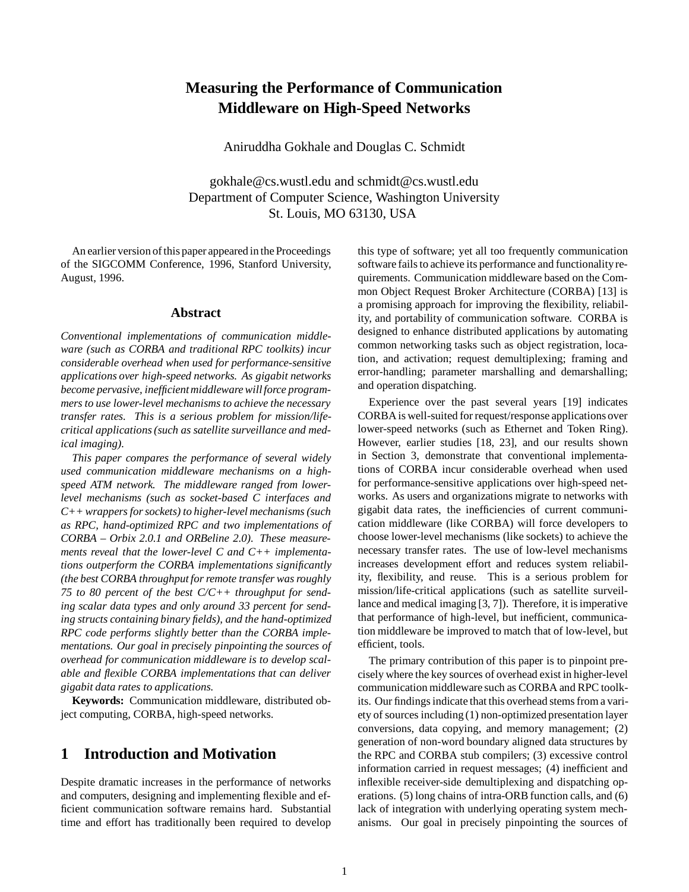# Measuring the Performance of Communication Middleware on High-Speed Networks

Aniruddha Gokhale and Douglas C. Schmidt

gokhale@cs.wustl.edu and schmidt@cs.wustl.edu
Department of Computer Science, Washington University
St. Louis, MO 63130, USA

An earlier version of this paper appeared in the Proceedings of the SIGCOMM Conference, 1996, Stanford University, August, 1996.

## Abstract

*Conventional implementations of communication middleware (such as CORBA and traditional RPC toolkits) incur considerable overhead when used for performance-sensitive applications over high-speed networks. As gigabit networks become pervasive, inefficient middleware will force programmers to use lower-level mechanisms to achieve the necessary transfer rates. This is a serious problem for mission/life-critical applications (such as satellite surveillance and medical imaging).*

*This paper compares the performance of several widely used communication middleware mechanisms on a high-speed ATM network. The middleware ranged from lower-level mechanisms (such as socket-based C interfaces and C++ wrappers for sockets) to higher-level mechanisms (such as RPC, hand-optimized RPC and two implementations of CORBA – Orbix 2.0.1 and ORBeline 2.0). These measurements reveal that the lower-level C and C++ implementations outperform the CORBA implementations significantly (the best CORBA throughput for remote transfer was roughly 75 to 80 percent of the best C/C++ throughput for sending scalar data types and only around 33 percent for sending structs containing binary fields), and the hand-optimized RPC code performs slightly better than the CORBA implementations. Our goal in precisely pinpointing the sources of overhead for communication middleware is to develop scalable and flexible CORBA implementations that can deliver gigabit data rates to applications.*

**Keywords:** Communication middleware, distributed object computing, CORBA, high-speed networks.

## 1 Introduction and Motivation

Despite dramatic increases in the performance of networks and computers, designing and implementing flexible and efficient communication software remains hard. Substantial time and effort has traditionally been required to develop this type of software; yet all too frequently communication software fails to achieve its performance and functionality requirements. Communication middleware based on the Common Object Request Broker Architecture (CORBA) [13] is a promising approach for improving the flexibility, reliability, and portability of communication software. CORBA is designed to enhance distributed applications by automating common networking tasks such as object registration, location, and activation; request demultiplexing; framing and error-handling; parameter marshalling and demarshalling; and operation dispatching.

Experience over the past several years [19] indicates CORBA is well-suited for request/response applications over lower-speed networks (such as Ethernet and Token Ring). However, earlier studies [18, 23], and our results shown in Section 3, demonstrate that conventional implementations of CORBA incur considerable overhead when used for performance-sensitive applications over high-speed networks. As users and organizations migrate to networks with gigabit data rates, the inefficiencies of current communication middleware (like CORBA) will force developers to choose lower-level mechanisms (like sockets) to achieve the necessary transfer rates. The use of low-level mechanisms increases development effort and reduces system reliability, flexibility, and reuse. This is a serious problem for mission/life-critical applications (such as satellite surveillance and medical imaging [3, 7]). Therefore, it is imperative that performance of high-level, but inefficient, communication middleware be improved to match that of low-level, but efficient, tools.

The primary contribution of this paper is to pinpoint precisely where the key sources of overhead exist in higher-level communication middleware such as CORBA and RPC toolkits. Our findings indicate that this overhead stems from a variety of sources including (1) non-optimized presentation layer conversions, data copying, and memory management; (2) generation of non-word boundary aligned data structures by the RPC and CORBA stub compilers; (3) excessive control information carried in request messages; (4) inefficient and inflexible receiver-side demultiplexing and dispatching operations. (5) long chains of intra-ORB function calls, and (6) lack of integration with underlying operating system mechanisms. Our goal in precisely pinpointing the sources of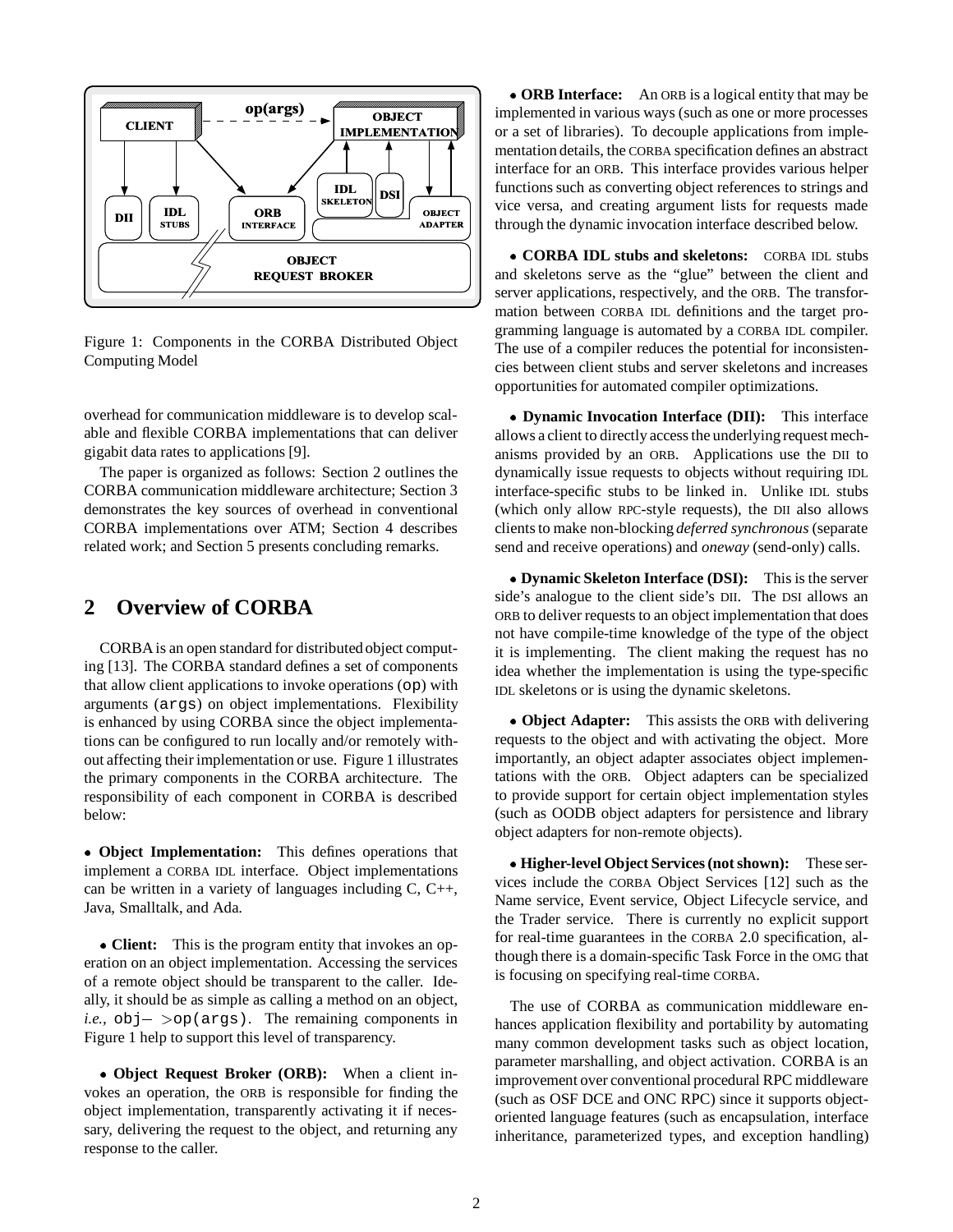Figure 1: Components in the CORBA Distributed Object Computing Model

overhead for communication middleware is to develop scalable and flexible CORBA implementations that can deliver gigabit data rates to applications [9].

The paper is organized as follows: Section 2 outlines the CORBA communication middleware architecture; Section 3 demonstrates the key sources of overhead in conventional CORBA implementations over ATM; Section 4 describes related work; and Section 5 presents concluding remarks.

## 2 Overview of CORBA

CORBA is an open standard for distributed object computing [13]. The CORBA standard defines a set of components that allow client applications to invoke operations (`op`) with arguments (`args`) on object implementations. Flexibility is enhanced by using CORBA since the object implementations can be configured to run locally and/or remotely without affecting their implementation or use. Figure 1 illustrates the primary components in the CORBA architecture. The responsibility of each component in CORBA is described below:

- **Object Implementation:** This defines operations that implement a CORBA IDL interface. Object implementations can be written in a variety of languages including C, C++, Java, Smalltalk, and Ada.

- **Client:** This is the program entity that invokes an operation on an object implementation. Accessing the services of a remote object should be transparent to the caller. Ideally, it should be as simple as calling a method on an object, *i.e.,* `obj->op(args)`. The remaining components in Figure 1 help to support this level of transparency.

- **Object Request Broker (ORB):** When a client invokes an operation, the ORB is responsible for finding the object implementation, transparently activating it if necessary, delivering the request to the object, and returning any response to the caller.

- **ORB Interface:** An ORB is a logical entity that may be implemented in various ways (such as one or more processes or a set of libraries). To decouple applications from implementation details, the CORBA specification defines an abstract interface for an ORB. This interface provides various helper functions such as converting object references to strings and vice versa, and creating argument lists for requests made through the dynamic invocation interface described below.

- **CORBA IDL stubs and skeletons:** CORBA IDL stubs and skeletons serve as the "glue" between the client and server applications, respectively, and the ORB. The transformation between CORBA IDL definitions and the target programming language is automated by a CORBA IDL compiler. The use of a compiler reduces the potential for inconsistencies between client stubs and server skeletons and increases opportunities for automated compiler optimizations.

- **Dynamic Invocation Interface (DII):** This interface allows a client to directly access the underlying request mechanisms provided by an ORB. Applications use the DII to dynamically issue requests to objects without requiring IDL interface-specific stubs to be linked in. Unlike IDL stubs (which only allow RPC-style requests), the DII also allows clients to make non-blocking *deferred synchronous* (separate send and receive operations) and *oneway* (send-only) calls.

- **Dynamic Skeleton Interface (DSI):** This is the server side's analogue to the client side's DII. The DSI allows an ORB to deliver requests to an object implementation that does not have compile-time knowledge of the type of the object it is implementing. The client making the request has no idea whether the implementation is using the type-specific IDL skeletons or is using the dynamic skeletons.

- **Object Adapter:** This assists the ORB with delivering requests to the object and with activating the object. More importantly, an object adapter associates object implementations with the ORB. Object adapters can be specialized to provide support for certain object implementation styles (such as OODB object adapters for persistence and library object adapters for non-remote objects).

- **Higher-level Object Services (not shown):** These services include the CORBA Object Services [12] such as the Name service, Event service, Object Lifecycle service, and the Trader service. There is currently no explicit support for real-time guarantees in the CORBA 2.0 specification, although there is a domain-specific Task Force in the OMG that is focusing on specifying real-time CORBA.

The use of CORBA as communication middleware enhances application flexibility and portability by automating many common development tasks such as object location, parameter marshalling, and object activation. CORBA is an improvement over conventional procedural RPC middleware (such as OSF DCE and ONC RPC) since it supports object-oriented language features (such as encapsulation, interface inheritance, parameterized types, and exception handling)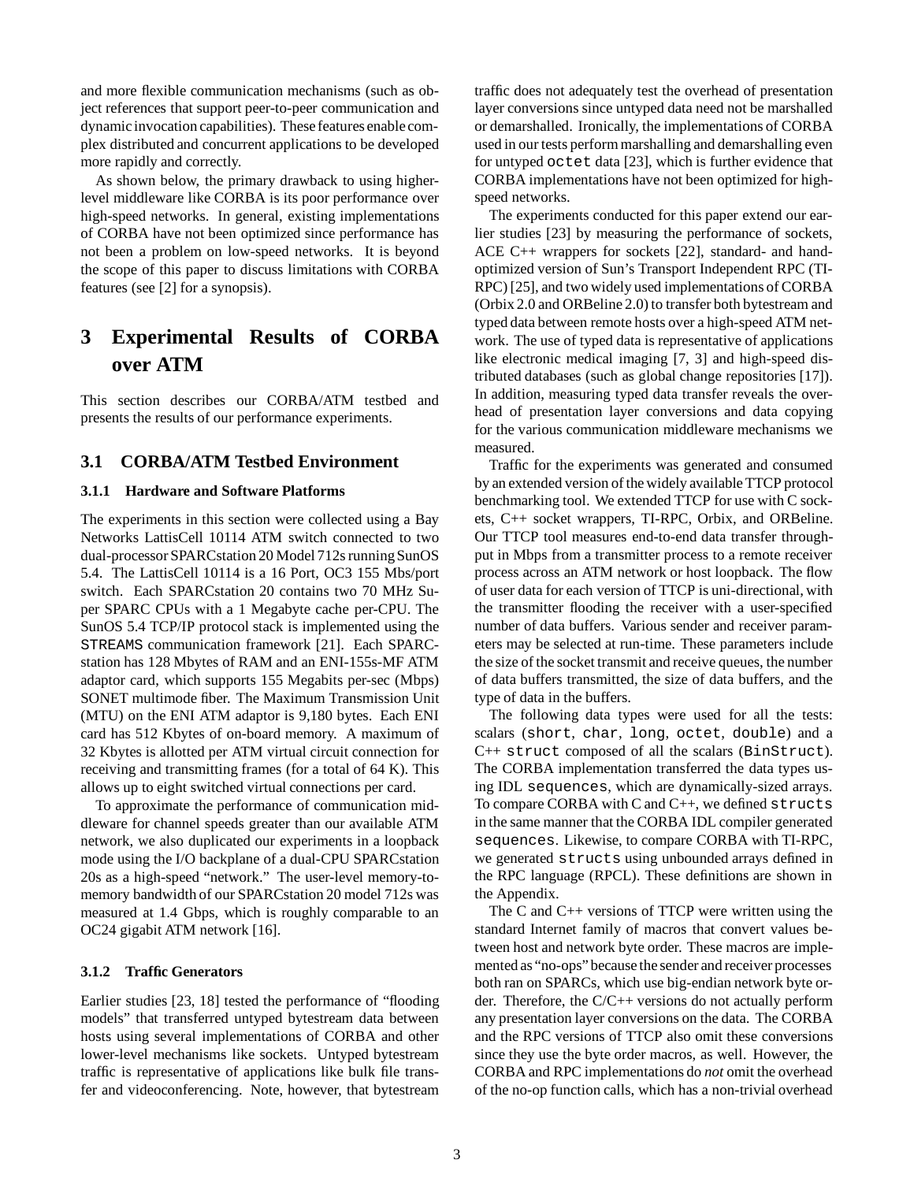and more flexible communication mechanisms (such as object references that support peer-to-peer communication and dynamic invocation capabilities). These features enable complex distributed and concurrent applications to be developed more rapidly and correctly.

As shown below, the primary drawback to using higher-level middleware like CORBA is its poor performance over high-speed networks. In general, existing implementations of CORBA have not been optimized since performance has not been a problem on low-speed networks. It is beyond the scope of this paper to discuss limitations with CORBA features (see [2] for a synopsis).

# 3 Experimental Results of CORBA over ATM

This section describes our CORBA/ATM testbed and presents the results of our performance experiments.

## 3.1 CORBA/ATM Testbed Environment

### 3.1.1 Hardware and Software Platforms

The experiments in this section were collected using a Bay Networks LattisCell 10114 ATM switch connected to two dual-processor SPARCstation 20 Model 712s running SunOS 5.4. The LattisCell 10114 is a 16 Port, OC3 155 Mbs/port switch. Each SPARCstation 20 contains two 70 MHz Super SPARC CPUs with a 1 Megabyte cache per-CPU. The SunOS 5.4 TCP/IP protocol stack is implemented using the STREAMS communication framework [21]. Each SPARCstation has 128 Mbytes of RAM and an ENI-155s-MF ATM adaptor card, which supports 155 Megabits per-sec (Mbps) SONET multimode fiber. The Maximum Transmission Unit (MTU) on the ENI ATM adaptor is 9,180 bytes. Each ENI card has 512 Kbytes of on-board memory. A maximum of 32 Kbytes is allotted per ATM virtual circuit connection for receiving and transmitting frames (for a total of 64 K). This allows up to eight switched virtual connections per card.

To approximate the performance of communication middleware for channel speeds greater than our available ATM network, we also duplicated our experiments in a loopback mode using the I/O backplane of a dual-CPU SPARCstation 20s as a high-speed "network." The user-level memory-to-memory bandwidth of our SPARCstation 20 model 712s was measured at 1.4 Gbps, which is roughly comparable to an OC24 gigabit ATM network [16].

### 3.1.2 Traffic Generators

Earlier studies [23, 18] tested the performance of "flooding models" that transferred untyped bytestream data between hosts using several implementations of CORBA and other lower-level mechanisms like sockets. Untyped bytestream traffic is representative of applications like bulk file transfer and videoconferencing. Note, however, that bytestream traffic does not adequately test the overhead of presentation layer conversions since untyped data need not be marshalled or demarshalled. Ironically, the implementations of CORBA used in our tests perform marshalling and demarshalling even for untyped octet data [23], which is further evidence that CORBA implementations have not been optimized for high-speed networks.

The experiments conducted for this paper extend our earlier studies [23] by measuring the performance of sockets, ACE C++ wrappers for sockets [22], standard- and hand-optimized version of Sun's Transport Independent RPC (TI-RPC) [25], and two widely used implementations of CORBA (Orbix 2.0 and ORBeline 2.0) to transfer both bytestream and typed data between remote hosts over a high-speed ATM network. The use of typed data is representative of applications like electronic medical imaging [7, 3] and high-speed distributed databases (such as global change repositories [17]). In addition, measuring typed data transfer reveals the overhead of presentation layer conversions and data copying for the various communication middleware mechanisms we measured.

Traffic for the experiments was generated and consumed by an extended version of the widely available TTCP protocol benchmarking tool. We extended TTCP for use with C sockets, C++ socket wrappers, TI-RPC, Orbix, and ORBeline. Our TTCP tool measures end-to-end data transfer throughput in Mbps from a transmitter process to a remote receiver process across an ATM network or host loopback. The flow of user data for each version of TTCP is uni-directional, with the transmitter flooding the receiver with a user-specified number of data buffers. Various sender and receiver parameters may be selected at run-time. These parameters include the size of the socket transmit and receive queues, the number of data buffers transmitted, the size of data buffers, and the type of data in the buffers.

The following data types were used for all the tests: scalars (short, char, long, octet, double) and a C++ struct composed of all the scalars (BinStruct). The CORBA implementation transferred the data types using IDL sequences, which are dynamically-sized arrays. To compare CORBA with C and C++, we defined structs in the same manner that the CORBA IDL compiler generated sequences. Likewise, to compare CORBA with TI-RPC, we generated structs using unbounded arrays defined in the RPC language (RPCL). These definitions are shown in the Appendix.

The C and C++ versions of TTCP were written using the standard Internet family of macros that convert values between host and network byte order. These macros are implemented as "no-ops" because the sender and receiver processes both ran on SPARCs, which use big-endian network byte order. Therefore, the C/C++ versions do not actually perform any presentation layer conversions on the data. The CORBA and the RPC versions of TTCP also omit these conversions since they use the byte order macros, as well. However, the CORBA and RPC implementations do *not* omit the overhead of the no-op function calls, which has a non-trivial overhead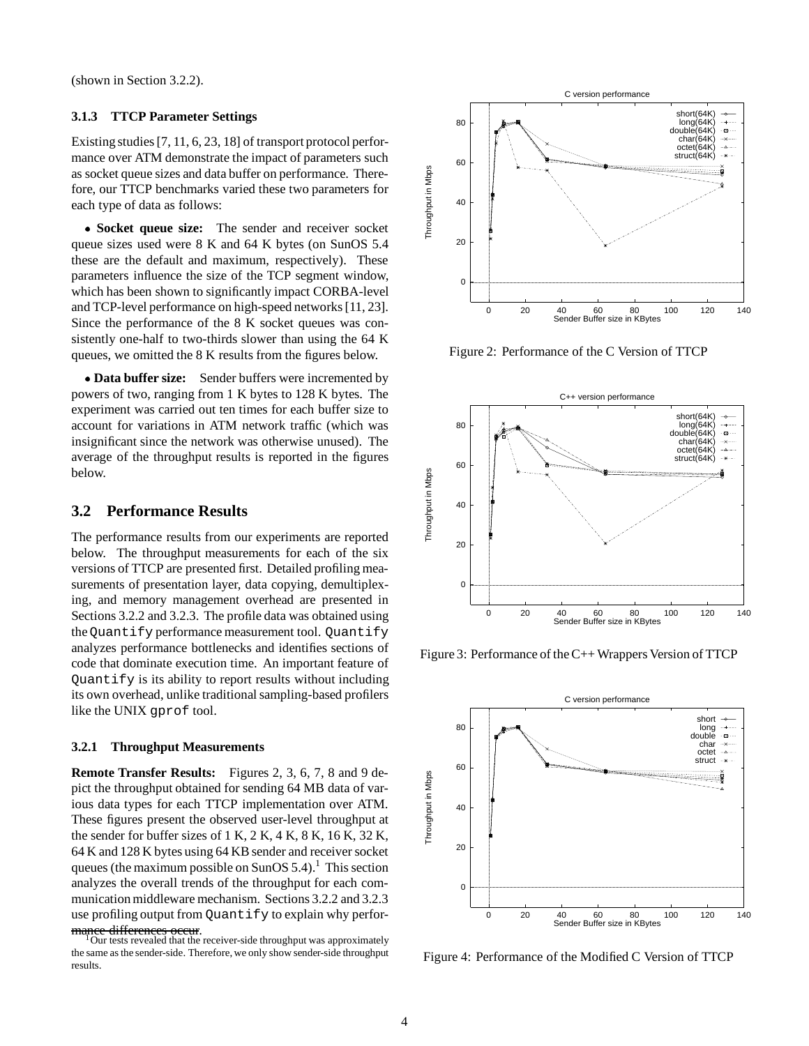(shown in Section 3.2.2).

### 3.1.3 TTCP Parameter Settings

Existing studies [7, 11, 6, 23, 18] of transport protocol performance over ATM demonstrate the impact of parameters such as socket queue sizes and data buffer on performance. Therefore, our TTCP benchmarks varied these two parameters for each type of data as follows:

- **Socket queue size:** The sender and receiver socket queue sizes used were 8 K and 64 K bytes (on SunOS 5.4 these are the default and maximum, respectively). These parameters influence the size of the TCP segment window, which has been shown to significantly impact CORBA-level and TCP-level performance on high-speed networks [11, 23]. Since the performance of the 8 K socket queues was consistently one-half to two-thirds slower than using the 64 K queues, we omitted the 8 K results from the figures below.

- **Data buffer size:** Sender buffers were incremented by powers of two, ranging from 1 K bytes to 128 K bytes. The experiment was carried out ten times for each buffer size to account for variations in ATM network traffic (which was insignificant since the network was otherwise unused). The average of the throughput results is reported in the figures below.

## 3.2 Performance Results

The performance results from our experiments are reported below. The throughput measurements for each of the six versions of TTCP are presented first. Detailed profiling measurements of presentation layer, data copying, demultiplexing, and memory management overhead are presented in Sections 3.2.2 and 3.2.3. The profile data was obtained using the `Quantify` performance measurement tool. `Quantify` analyzes performance bottlenecks and identifies sections of code that dominate execution time. An important feature of `Quantify` is its ability to report results without including its own overhead, unlike traditional sampling-based profilers like the UNIX `gprof` tool.

### 3.2.1 Throughput Measurements

**Remote Transfer Results:** Figures 2, 3, 6, 7, 8 and 9 depict the throughput obtained for sending 64 MB data of various data types for each TTCP implementation over ATM. These figures present the observed user-level throughput at the sender for buffer sizes of 1 K, 2 K, 4 K, 8 K, 16 K, 32 K, 64 K and 128 K bytes using 64 KB sender and receiver socket queues (the maximum possible on SunOS 5.4).[1] This section analyzes the overall trends of the throughput for each communication middleware mechanism. Sections 3.2.2 and 3.2.3 use profiling output from `Quantify` to explain why performance differences occur.

[1] Our tests revealed that the receiver-side throughput was approximately the same as the sender-side. Therefore, we only show sender-side throughput results.

Figure 2: Performance of the C Version of TTCP

Figure 3: Performance of the C++ Wrappers Version of TTCP

Figure 4: Performance of the Modified C Version of TTCP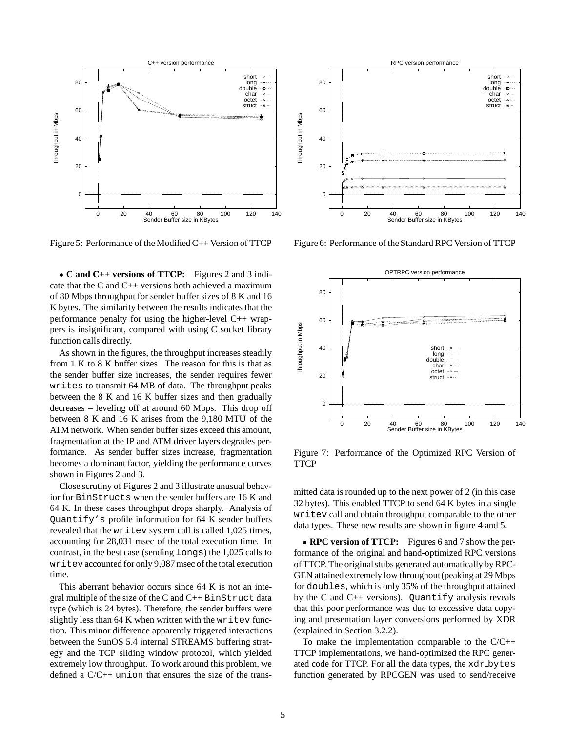Figure 5: Performance of the Modified C++ Version of TTCP

Figure 6: Performance of the Standard RPC Version of TTCP

Figure 7: Performance of the Optimized RPC Version of TTCP

- **C and C++ versions of TTCP:** Figures 2 and 3 indicate that the C and C++ versions both achieved a maximum of 80 Mbps throughput for sender buffer sizes of 8 K and 16 K bytes. The similarity between the results indicates that the performance penalty for using the higher-level C++ wrappers is insignificant, compared with using C socket library function calls directly.

As shown in the figures, the throughput increases steadily from 1 K to 8 K buffer sizes. The reason for this is that as the sender buffer size increases, the sender requires fewer `writes` to transmit 64 MB of data. The throughput peaks between the 8 K and 16 K buffer sizes and then gradually decreases – leveling off at around 60 Mbps. This drop off between 8 K and 16 K arises from the 9,180 MTU of the ATM network. When sender buffer sizes exceed this amount, fragmentation at the IP and ATM driver layers degrades performance. As sender buffer sizes increase, fragmentation becomes a dominant factor, yielding the performance curves shown in Figures 2 and 3.

Close scrutiny of Figures 2 and 3 illustrate unusual behavior for `BinStructs` when the sender buffers are 16 K and 64 K. In these cases throughput drops sharply. Analysis of `Quantify's` profile information for 64 K sender buffers revealed that the `writev` system call is called 1,025 times, accounting for 28,031 msec of the total execution time. In contrast, in the best case (sending `longs`) the 1,025 calls to `writev` accounted for only 9,087 msec of the total execution time.

This aberrant behavior occurs since 64 K is not an integral multiple of the size of the C and C++ `BinStruct` data type (which is 24 bytes). Therefore, the sender buffers were slightly less than 64 K when written with the `writev` function. This minor difference apparently triggered interactions between the SunOS 5.4 internal STREAMS buffering strategy and the TCP sliding window protocol, which yielded extremely low throughput. To work around this problem, we defined a C/C++ `union` that ensures the size of the transmitted data is rounded up to the next power of 2 (in this case 32 bytes). This enabled TTCP to send 64 K bytes in a single `writev` call and obtain throughput comparable to the other data types. These new results are shown in figure 4 and 5.

- **RPC version of TTCP:** Figures 6 and 7 show the performance of the original and hand-optimized RPC versions of TTCP. The original stubs generated automatically by RPCGEN attained extremely low throughout (peaking at 29 Mbps for `doubles`, which is only 35% of the throughput attained by the C and C++ versions). `Quantify` analysis reveals that this poor performance was due to excessive data copying and presentation layer conversions performed by XDR (explained in Section 3.2.2).

To make the implementation comparable to the C/C++ TTCP implementations, we hand-optimized the RPC generated code for TTCP. For all the data types, the `xdr_bytes` function generated by RPCGEN was used to send/receive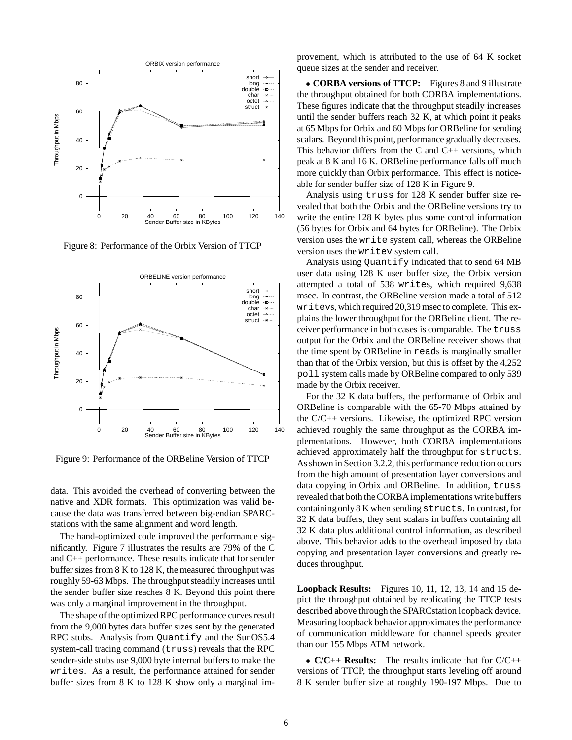Figure 8: Performance of the Orbix Version of TTCP

Figure 9: Performance of the ORBeline Version of TTCP

data. This avoided the overhead of converting between the native and XDR formats. This optimization was valid because the data was transferred between big-endian SPARCstations with the same alignment and word length.

The hand-optimized code improved the performance significantly. Figure 7 illustrates the results are 79% of the C and C++ performance. These results indicate that for sender buffer sizes from 8 K to 128 K, the measured throughput was roughly 59-63 Mbps. The throughput steadily increases until the sender buffer size reaches 8 K. Beyond this point there was only a marginal improvement in the throughput.

The shape of the optimized RPC performance curves result from the 9,000 bytes data buffer sizes sent by the generated RPC stubs. Analysis from `Quantify` and the SunOS5.4 system-call tracing command (`truss`) reveals that the RPC sender-side stubs use 9,000 byte internal buffers to make the `write`s. As a result, the performance attained for sender buffer sizes from 8 K to 128 K show only a marginal improvement, which is attributed to the use of 64 K socket queue sizes at the sender and receiver.

- **CORBA versions of TTCP:** Figures 8 and 9 illustrate the throughput obtained for both CORBA implementations. These figures indicate that the throughput steadily increases until the sender buffers reach 32 K, at which point it peaks at 65 Mbps for Orbix and 60 Mbps for ORBeline for sending scalars. Beyond this point, performance gradually decreases. This behavior differs from the C and C++ versions, which peak at 8 K and 16 K. ORBeline performance falls off much more quickly than Orbix performance. This effect is noticeable for sender buffer size of 128 K in Figure 9.

Analysis using `truss` for 128 K sender buffer size revealed that both the Orbix and the ORBeline versions try to write the entire 128 K bytes plus some control information (56 bytes for Orbix and 64 bytes for ORBeline). The Orbix version uses the `write` system call, whereas the ORBeline version uses the `writev` system call.

Analysis using `Quantify` indicated that to send 64 MB user data using 128 K user buffer size, the Orbix version attempted a total of 538 `write`s, which required 9,638 msec. In contrast, the ORBeline version made a total of 512 `writev`s, which required 20,319 msec to complete. This explains the lower throughput for the ORBeline client. The receiver performance in both cases is comparable. The `truss` output for the Orbix and the ORBeline receiver shows that the time spent by ORBeline in `read`s is marginally smaller than that of the Orbix version, but this is offset by the 4,252 `poll` system calls made by ORBeline compared to only 539 made by the Orbix receiver.

For the 32 K data buffers, the performance of Orbix and ORBeline is comparable with the 65-70 Mbps attained by the C/C++ versions. Likewise, the optimized RPC version achieved roughly the same throughput as the CORBA implementations. However, both CORBA implementations achieved approximately half the throughput for `structs`. As shown in Section 3.2.2, this performance reduction occurs from the high amount of presentation layer conversions and data copying in Orbix and ORBeline. In addition, `truss` revealed that both the CORBA implementations write buffers containing only 8 K when sending `structs`. In contrast, for 32 K data buffers, they sent scalars in buffers containing all 32 K data plus additional control information, as described above. This behavior adds to the overhead imposed by data copying and presentation layer conversions and greatly reduces throughput.

**Loopback Results:** Figures 10, 11, 12, 13, 14 and 15 depict the throughput obtained by replicating the TTCP tests described above through the SPARCstation loopback device. Measuring loopback behavior approximates the performance of communication middleware for channel speeds greater than our 155 Mbps ATM network.

- **C/C++ Results:** The results indicate that for C/C++ versions of TTCP, the throughput starts leveling off around 8 K sender buffer size at roughly 190-197 Mbps. Due to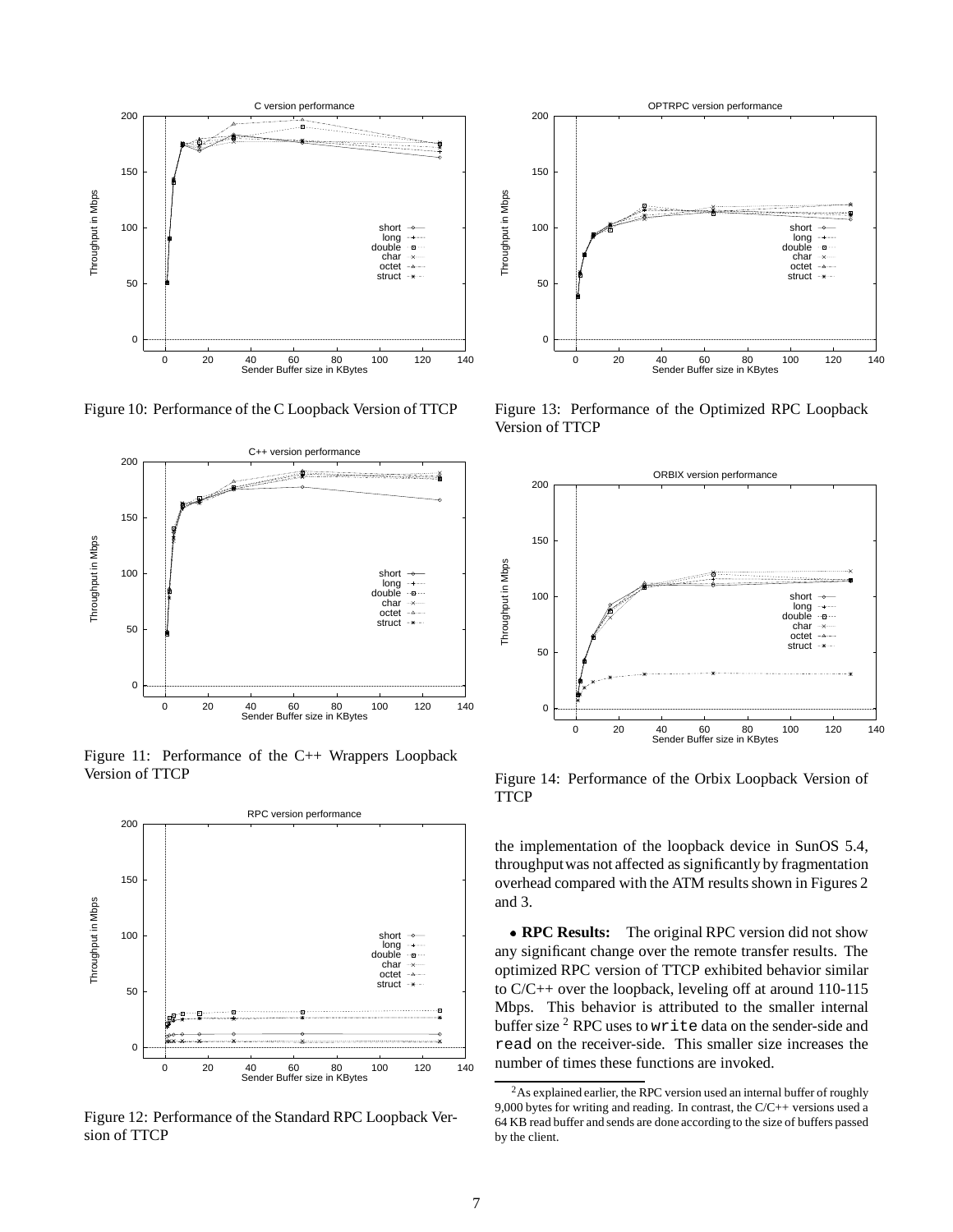Figure 10: Performance of the C Loopback Version of TTCP

Figure 11: Performance of the C++ Wrappers Loopback Version of TTCP

Figure 12: Performance of the Standard RPC Loopback Version of TTCP

Figure 13: Performance of the Optimized RPC Loopback Version of TTCP

Figure 14: Performance of the Orbix Loopback Version of TTCP

the implementation of the loopback device in SunOS 5.4, throughput was not affected as significantly by fragmentation overhead compared with the ATM results shown in Figures 2 and 3.

- **RPC Results:** The original RPC version did not show any significant change over the remote transfer results. The optimized RPC version of TTCP exhibited behavior similar to C/C++ over the loopback, leveling off at around 110-115 Mbps. This behavior is attributed to the smaller internal buffer size [2] RPC uses to `write` data on the sender-side and `read` on the receiver-side. This smaller size increases the number of times these functions are invoked.

[2] As explained earlier, the RPC version used an internal buffer of roughly 9,000 bytes for writing and reading. In contrast, the C/C++ versions used a 64 KB read buffer and sends are done according to the size of buffers passed by the client.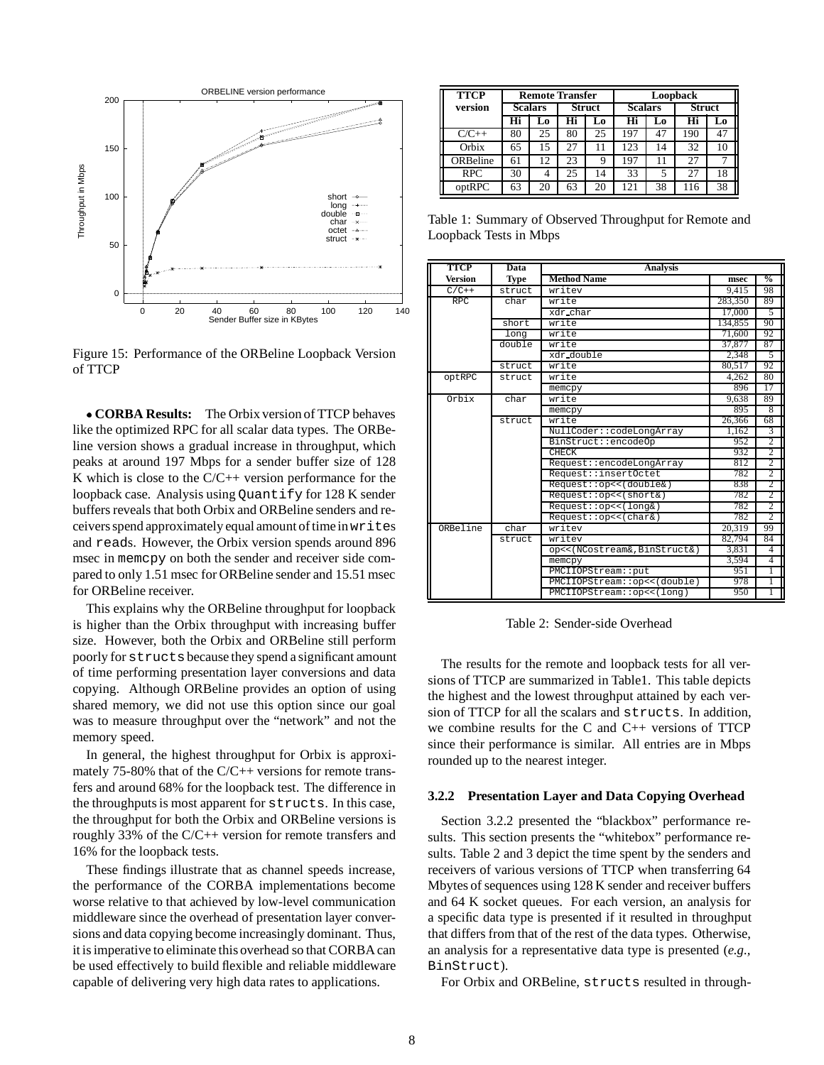Figure 15: Performance of the ORBeline Loopback Version of TTCP

- **CORBA Results:** The Orbix version of TTCP behaves like the optimized RPC for all scalar data types. The ORBeline version shows a gradual increase in throughput, which peaks at around 197 Mbps for a sender buffer size of 128 K which is close to the C/C++ version performance for the loopback case. Analysis using Quantify for 128 K sender buffers reveals that both Orbix and ORBeline senders and receivers spend approximately equal amount of time in writes and reads. However, the Orbix version spends around 896 msec in memcpy on both the sender and receiver side compared to only 1.51 msec for ORBeline sender and 15.51 msec for ORBeline receiver.

This explains why the ORBeline throughput for loopback is higher than the Orbix throughput with increasing buffer size. However, both the Orbix and ORBeline still perform poorly for structs because they spend a significant amount of time performing presentation layer conversions and data copying. Although ORBeline provides an option of using shared memory, we did not use this option since our goal was to measure throughput over the "network" and not the memory speed.

In general, the highest throughput for Orbix is approximately 75-80% that of the C/C++ versions for remote transfers and around 68% for the loopback test. The difference in the throughputs is most apparent for structs. In this case, the throughput for both the Orbix and ORBeline versions is roughly 33% of the C/C++ version for remote transfers and 16% for the loopback tests.

These findings illustrate that as channel speeds increase, the performance of the CORBA implementations become worse relative to that achieved by low-level communication middleware since the overhead of presentation layer conversions and data copying become increasingly dominant. Thus, it is imperative to eliminate this overhead so that CORBA can be used effectively to build flexible and reliable middleware capable of delivering very high data rates to applications.

| TTCP version | Remote Transfer | | | | Loopback | | | |
|---|---|---|---|---|---|---|---|---|
| | Scalars | | Struct | | Scalars | | Struct | |
| | Hi | Lo | Hi | Lo | Hi | Lo | Hi | Lo |
| C/C++ | 80 | 25 | 80 | 25 | 197 | 47 | 190 | 47 |
| Orbix | 65 | 15 | 27 | 11 | 123 | 14 | 32 | 10 |
| ORBeline | 61 | 12 | 23 | 9 | 197 | 11 | 27 | 7 |
| RPC | 30 | 4 | 25 | 14 | 33 | 5 | 27 | 18 |
| optRPC | 63 | 20 | 63 | 20 | 121 | 38 | 116 | 38 |

Table 1: Summary of Observed Throughput for Remote and Loopback Tests in Mbps

| TTCP Version | Data Type | Method Name | msec | % |
|---|---|---|---|---|
| C/C++ | struct | writev | 9,415 | 98 |
| RPC | char | write | 283,350 | 89 |
| | | xdr_char | 17,000 | 5 |
| | short | write | 134,855 | 90 |
| | long | write | 71,600 | 92 |
| | double | write | 37,877 | 87 |
| | | xdr_double | 2,348 | 5 |
| | struct | write | 80,517 | 92 |
| optRPC | struct | write | 4,262 | 80 |
| | | memcpy | 896 | 17 |
| Orbix | char | write | 9,638 | 89 |
| | | memcpy | 895 | 8 |
| | struct | write | 26,366 | 68 |
| | | NullCoder::codeLongArray | 1,162 | 3 |
| | | BinStruct::encodeOp | 952 | 2 |
| | | CHECK | 932 | 2 |
| | | Request::encodeLongArray | 812 | 2 |
| | | Request::insertOctet | 782 | 2 |
| | | Request::op<<(double&) | 838 | 2 |
| | | Request::op<<(short&) | 782 | 2 |
| | | Request::op<<(long&) | 782 | 2 |
| | | Request::op<<(char&) | 782 | 2 |
| ORBeline | char | writev | 20,319 | 99 |
| | struct | writev | 82,794 | 84 |
| | | op<<(NCostream&,BinStruct&) | 3,831 | 4 |
| | | memcpy | 3,594 | 4 |
| | | PMCIIOPStream::put | 951 | 1 |
| | | PMCIIOPStream::op<<(double) | 978 | 1 |
| | | PMCIIOPStream::op<<(long) | 950 | 1 |

Table 2: Sender-side Overhead

The results for the remote and loopback tests for all versions of TTCP are summarized in Table1. This table depicts the highest and the lowest throughput attained by each version of TTCP for all the scalars and structs. In addition, we combine results for the C and C++ versions of TTCP since their performance is similar. All entries are in Mbps rounded up to the nearest integer.

### 3.2.2 Presentation Layer and Data Copying Overhead

Section 3.2.2 presented the "blackbox" performance results. This section presents the "whitebox" performance results. Table 2 and 3 depict the time spent by the senders and receivers of various versions of TTCP when transferring 64 Mbytes of sequences using 128 K sender and receiver buffers and 64 K socket queues. For each version, an analysis for a specific data type is presented if it resulted in throughput that differs from that of the rest of the data types. Otherwise, an analysis for a representative data type is presented (*e.g.*, BinStruct).

For Orbix and ORBeline, structs resulted in through-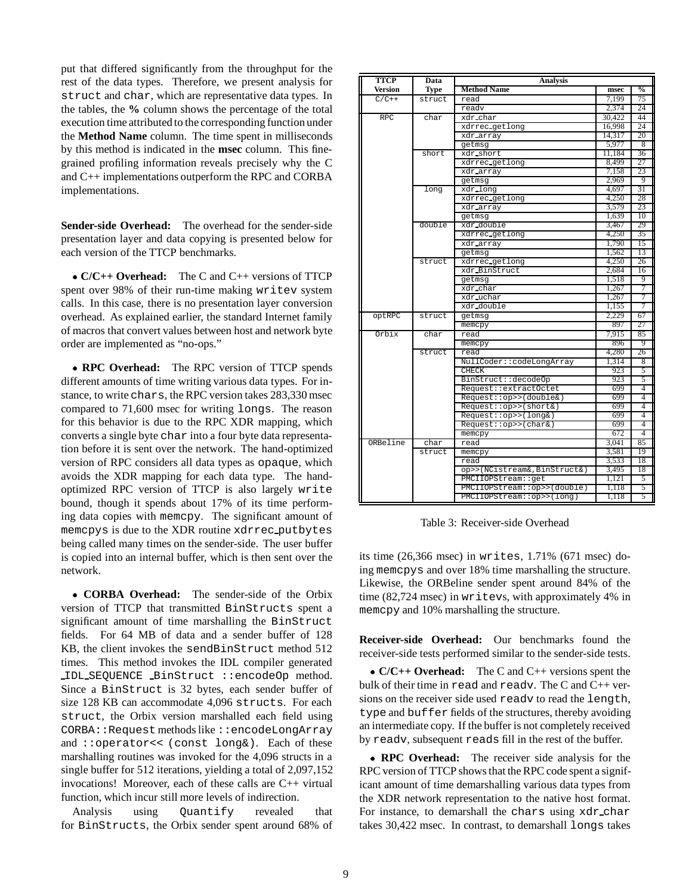put that differed significantly from the throughput for the rest of the data types. Therefore, we present analysis for struct and char, which are representative data types. In the tables, the **%** column shows the percentage of the total execution time attributed to the corresponding function under the **Method Name** column. The time spent in milliseconds by this method is indicated in the **msec** column. This fine-grained profiling information reveals precisely why the C and C++ implementations outperform the RPC and CORBA implementations.

**Sender-side Overhead:** The overhead for the sender-side presentation layer and data copying is presented below for each version of the TTCP benchmarks.

- **C/C++ Overhead:** The C and C++ versions of TTCP spent over 98% of their run-time making writev system calls. In this case, there is no presentation layer conversion overhead. As explained earlier, the standard Internet family of macros that convert values between host and network byte order are implemented as "no-ops."

- **RPC Overhead:** The RPC version of TTCP spends different amounts of time writing various data types. For instance, to write chars, the RPC version takes 283,330 msec compared to 71,600 msec for writing longs. The reason for this behavior is due to the RPC XDR mapping, which converts a single byte char into a four byte data representation before it is sent over the network. The hand-optimized version of RPC considers all data types as opaque, which avoids the XDR mapping for each data type. The hand-optimized RPC version of TTCP is also largely write bound, though it spends about 17% of its time performing data copies with memcpy. The significant amount of memcpys is due to the XDR routine xdrrec_putbytes being called many times on the sender-side. The user buffer is copied into an internal buffer, which is then sent over the network.

- **CORBA Overhead:** The sender-side of the Orbix version of TTCP that transmitted BinStructs spent a significant amount of time marshalling the BinStruct fields. For 64 MB of data and a sender buffer of 128 KB, the client invokes the sendBinStruct method 512 times. This method invokes the IDL compiler generated _IDL_SEQUENCE _BinStruct ::encodeOp method. Since a BinStruct is 32 bytes, each sender buffer of size 128 KB can accommodate 4,096 structs. For each struct, the Orbix version marshalled each field using CORBA::Request methods like ::encodeLongArray and ::operator<< (const long&). Each of these marshalling routines was invoked for the 4,096 structs in a single buffer for 512 iterations, yielding a total of 2,097,152 invocations! Moreover, each of these calls are C++ virtual function, which incur still more levels of indirection.

  Analysis using Quantify revealed that for BinStructs, the Orbix sender spent around 68% of its time (26,366 msec) in writes, 1.71% (671 msec) doing memcpys and over 18% time marshalling the structure. Likewise, the ORBeline sender spent around 84% of the time (82,724 msec) in writevs, with approximately 4% in memcpy and 10% marshalling the structure.

| TTCP Version | Data Type | Analysis | | |
|---|---|---|---|---|
| | | **Method Name** | **msec** | **%** |
| C/C++ | struct | read | 7,199 | 75 |
| | | readv | 2,374 | 24 |
| RPC | char | xdr_char | 30,422 | 44 |
| | | xdrrec_getlong | 16,998 | 24 |
| | | xdr_array | 14,317 | 20 |
| | | getmsg | 5,977 | 8 |
| | short | xdr_short | 11,184 | 36 |
| | | xdrrec_getlong | 8,499 | 27 |
| | | xdr_array | 7,158 | 23 |
| | | getmsg | 2,969 | 9 |
| | long | xdr_long | 4,697 | 31 |
| | | xdrrec_getlong | 4,250 | 28 |
| | | xdr_array | 3,579 | 23 |
| | | getmsg | 1,639 | 10 |
| | double | xdr_double | 3,467 | 29 |
| | | xdrrec_getlong | 4,250 | 35 |
| | | xdr_array | 1,790 | 15 |
| | | getmsg | 1,562 | 13 |
| | struct | xdrrec_getlong | 4,250 | 26 |
| | | xdr_BinStruct | 2,684 | 16 |
| | | getmsg | 1,518 | 9 |
| | | xdr_char | 1,267 | 7 |
| | | xdr_uchar | 1,267 | 7 |
| | | xdr_double | 1,155 | 7 |
| optRPC | struct | getmsg | 2,229 | 67 |
| | | memcpy | 897 | 27 |
| Orbix | char | read | 7,915 | 85 |
| | | memcpy | 896 | 9 |
| | struct | read | 4,280 | 26 |
| | | NullCoder::codeLongArray | 1,314 | 8 |
| | | CHECK | 923 | 5 |
| | | BinStruct::decodeOp | 923 | 5 |
| | | Request::extractOctet | 699 | 4 |
| | | Request::op>>(double&) | 699 | 4 |
| | | Request::op>>(short&) | 699 | 4 |
| | | Request::op>>(long&) | 699 | 4 |
| | | Request::op>>(char&) | 699 | 4 |
| | | memcpy | 672 | 4 |
| ORBeline | char | read | 3,041 | 85 |
| | struct | memcpy | 3,581 | 19 |
| | | read | 3,533 | 18 |
| | | op>>(NCistream&,BinStruct&) | 3,495 | 18 |
| | | PMCIIOPStream::get | 1,121 | 5 |
| | | PMCIIOPStream::op>>(double) | 1,118 | 5 |
| | | PMCIIOPStream::op>>(long) | 1,118 | 5 |

Table 3: Receiver-side Overhead

**Receiver-side Overhead:** Our benchmarks found the receiver-side tests performed similar to the sender-side tests.

- **C/C++ Overhead:** The C and C++ versions spent the bulk of their time in read and readv. The C and C++ versions on the receiver side used readv to read the length, type and buffer fields of the structures, thereby avoiding an intermediate copy. If the buffer is not completely received by readv, subsequent reads fill in the rest of the buffer.

- **RPC Overhead:** The receiver side analysis for the RPC version of TTCP shows that the RPC code spent a significant amount of time demarshalling various data types from the XDR network representation to the native host format. For instance, to demarshall the chars using xdr_char takes 30,422 msec. In contrast, to demarshall longs takes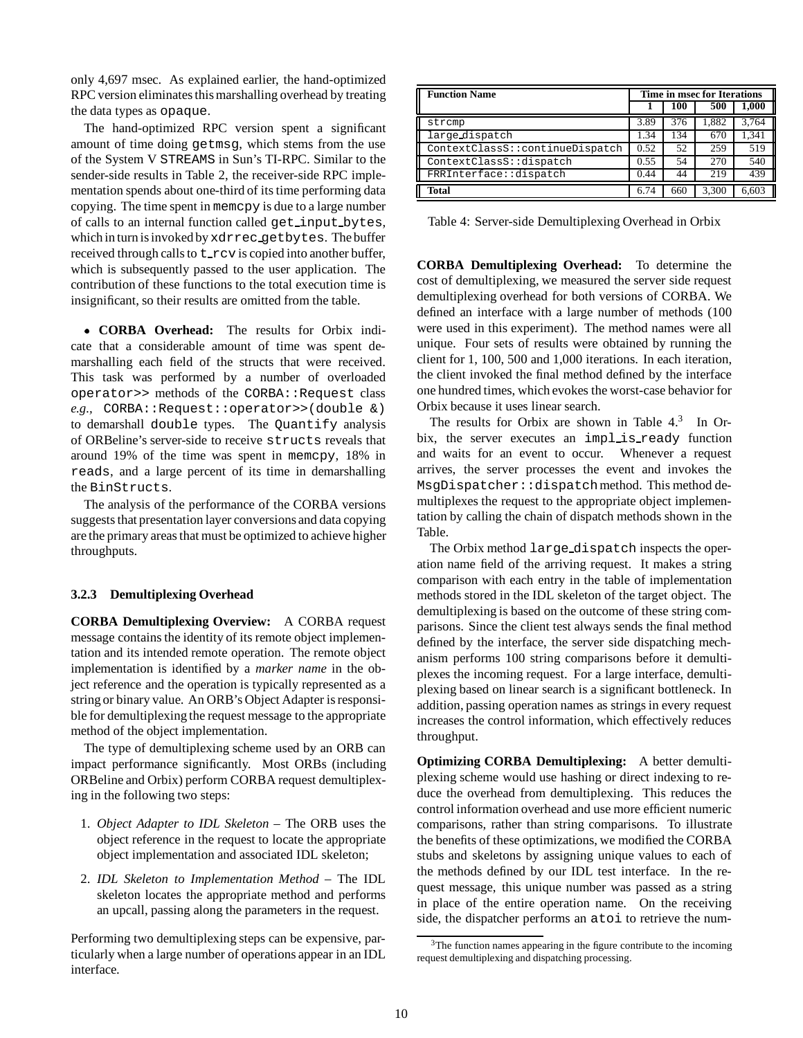only 4,697 msec. As explained earlier, the hand-optimized RPC version eliminates this marshalling overhead by treating the data types as `opaque`.

The hand-optimized RPC version spent a significant amount of time doing `getmsg`, which stems from the use of the System V `STREAMS` in Sun's TI-RPC. Similar to the sender-side results in Table 2, the receiver-side RPC implementation spends about one-third of its time performing data copying. The time spent in `memcpy` is due to a large number of calls to an internal function called `get_input_bytes`, which in turn is invoked by `xdrrec_getbytes`. The buffer received through calls to `t_rcv` is copied into another buffer, which is subsequently passed to the user application. The contribution of these functions to the total execution time is insignificant, so their results are omitted from the table.

- **CORBA Overhead:** The results for Orbix indicate that a considerable amount of time was spent demarshalling each field of the structs that were received. This task was performed by a number of overloaded `operator>>` methods of the `CORBA::Request` class *e.g.*, `CORBA::Request::operator>>(double &)` to demarshall `double` types. The `Quantify` analysis of ORBeline's server-side to receive `structs` reveals that around 19% of the time was spent in `memcpy`, 18% in `reads`, and a large percent of its time in demarshalling the `BinStructs`.

The analysis of the performance of the CORBA versions suggests that presentation layer conversions and data copying are the primary areas that must be optimized to achieve higher throughputs.

### 3.2.3 Demultiplexing Overhead

**CORBA Demultiplexing Overview:** A CORBA request message contains the identity of its remote object implementation and its intended remote operation. The remote object implementation is identified by a *marker name* in the object reference and the operation is typically represented as a string or binary value. An ORB's Object Adapter is responsible for demultiplexing the request message to the appropriate method of the object implementation.

The type of demultiplexing scheme used by an ORB can impact performance significantly. Most ORBs (including ORBeline and Orbix) perform CORBA request demultiplexing in the following two steps:

1. *Object Adapter to IDL Skeleton* – The ORB uses the object reference in the request to locate the appropriate object implementation and associated IDL skeleton;
2. *IDL Skeleton to Implementation Method* – The IDL skeleton locates the appropriate method and performs an upcall, passing along the parameters in the request.

Performing two demultiplexing steps can be expensive, particularly when a large number of operations appear in an IDL interface.

| Function Name | Time in msec for Iterations | | | |
|---|---|---|---|---|
| | 1 | 100 | 500 | 1,000 |
| `strcmp` | 3.89 | 376 | 1,882 | 3,764 |
| `large_dispatch` | 1.34 | 134 | 670 | 1,341 |
| `ContextClassS::continueDispatch` | 0.52 | 52 | 259 | 519 |
| `ContextClassS::dispatch` | 0.55 | 54 | 270 | 540 |
| `FRRInterface::dispatch` | 0.44 | 44 | 219 | 439 |
| **Total** | 6.74 | 660 | 3,300 | 6,603 |

Table 4: Server-side Demultiplexing Overhead in Orbix

**CORBA Demultiplexing Overhead:** To determine the cost of demultiplexing, we measured the server side request demultiplexing overhead for both versions of CORBA. We defined an interface with a large number of methods (100 were used in this experiment). The method names were all unique. Four sets of results were obtained by running the client for 1, 100, 500 and 1,000 iterations. In each iteration, the client invoked the final method defined by the interface one hundred times, which evokes the worst-case behavior for Orbix because it uses linear search.

The results for Orbix are shown in Table 4.[3] In Orbix, the server executes an `impl_is_ready` function and waits for an event to occur. Whenever a request arrives, the server processes the event and invokes the `MsgDispatcher::dispatch` method. This method demultiplexes the request to the appropriate object implementation by calling the chain of dispatch methods shown in the Table.

The Orbix method `large_dispatch` inspects the operation name field of the arriving request. It makes a string comparison with each entry in the table of implementation methods stored in the IDL skeleton of the target object. The demultiplexing is based on the outcome of these string comparisons. Since the client test always sends the final method defined by the interface, the server side dispatching mechanism performs 100 string comparisons before it demultiplexes the incoming request. For a large interface, demultiplexing based on linear search is a significant bottleneck. In addition, passing operation names as strings in every request increases the control information, which effectively reduces throughput.

**Optimizing CORBA Demultiplexing:** A better demultiplexing scheme would use hashing or direct indexing to reduce the overhead from demultiplexing. This reduces the control information overhead and use more efficient numeric comparisons, rather than string comparisons. To illustrate the benefits of these optimizations, we modified the CORBA stubs and skeletons by assigning unique values to each of the methods defined by our IDL test interface. In the request message, this unique number was passed as a string in place of the entire operation name. On the receiving side, the dispatcher performs an `atoi` to retrieve the num-

[3] The function names appearing in the figure contribute to the incoming request demultiplexing and dispatching processing.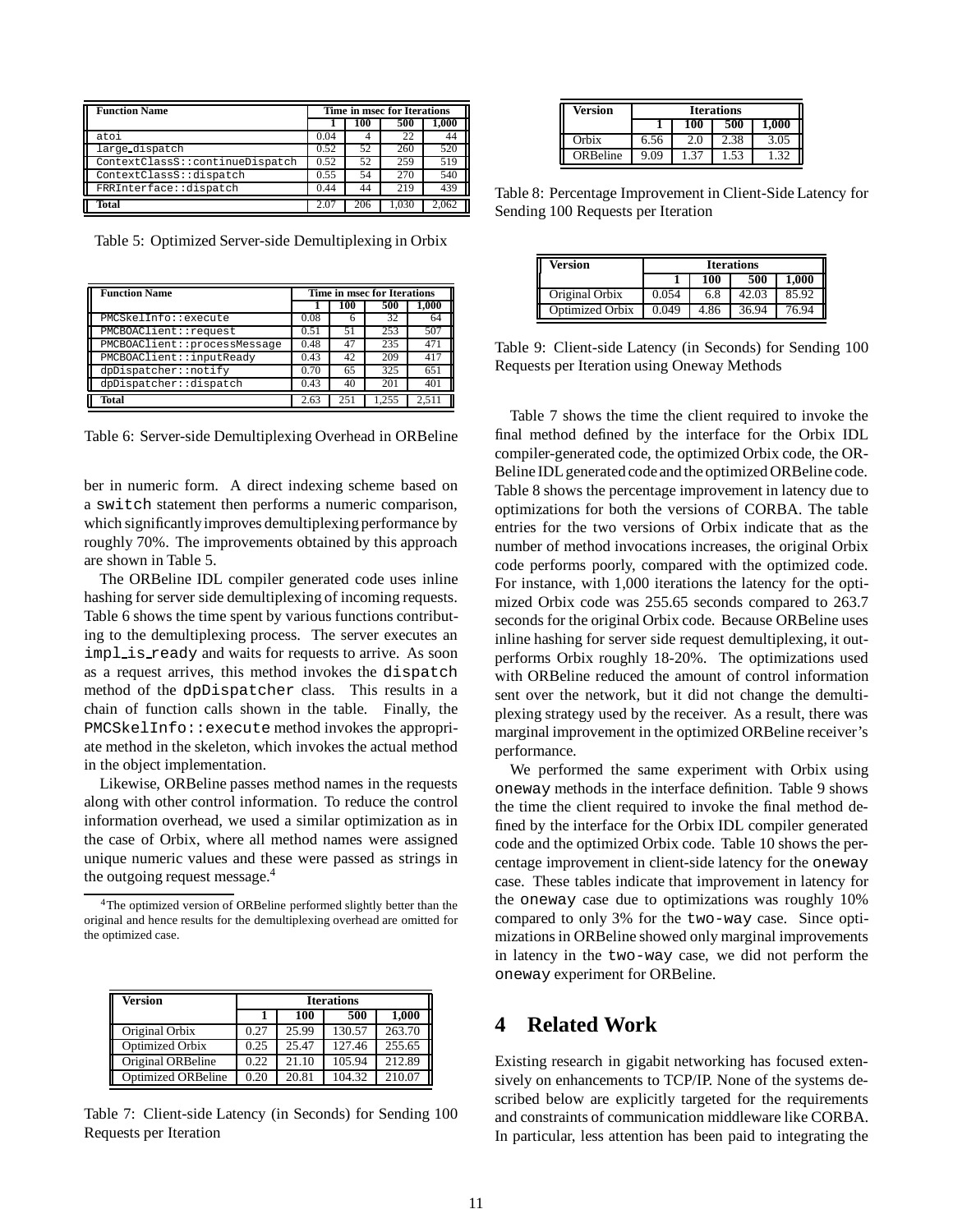| Function Name | Time in msec for Iterations | | | |
|---|---|---|---|---|
| | 1 | 100 | 500 | 1,000 |
| atoi | 0.04 | 4 | 22 | 44 |
| large_dispatch | 0.52 | 52 | 260 | 520 |
| ContextClassS::continueDispatch | 0.52 | 52 | 259 | 519 |
| ContextClassS::dispatch | 0.55 | 54 | 270 | 540 |
| FRRInterface::dispatch | 0.44 | 44 | 219 | 439 |
| **Total** | 2.07 | 206 | 1,030 | 2,062 |

Table 5: Optimized Server-side Demultiplexing in Orbix

| Function Name | Time in msec for Iterations | | | |
|---|---|---|---|---|
| | 1 | 100 | 500 | 1,000 |
| PMCSkelInfo::execute | 0.08 | 6 | 32 | 64 |
| PMCBOAClient::request | 0.51 | 51 | 253 | 507 |
| PMCBOAClient::processMessage | 0.48 | 47 | 235 | 471 |
| PMCBOAClient::inputReady | 0.43 | 42 | 209 | 417 |
| dpDispatcher::notify | 0.70 | 65 | 325 | 651 |
| dpDispatcher::dispatch | 0.43 | 40 | 201 | 401 |
| **Total** | 2.63 | 251 | 1,255 | 2,511 |

Table 6: Server-side Demultiplexing Overhead in ORBeline

ber in numeric form. A direct indexing scheme based on a switch statement then performs a numeric comparison, which significantly improves demultiplexing performance by roughly 70%. The improvements obtained by this approach are shown in Table 5.

The ORBeline IDL compiler generated code uses inline hashing for server side demultiplexing of incoming requests. Table 6 shows the time spent by various functions contributing to the demultiplexing process. The server executes an impl_is_ready and waits for requests to arrive. As soon as a request arrives, this method invokes the dispatch method of the dpDispatcher class. This results in a chain of function calls shown in the table. Finally, the PMCSkelInfo::execute method invokes the appropriate method in the skeleton, which invokes the actual method in the object implementation.

Likewise, ORBeline passes method names in the requests along with other control information. To reduce the control information overhead, we used a similar optimization as in the case of Orbix, where all method names were assigned unique numeric values and these were passed as strings in the outgoing request message.[4]

[4]The optimized version of ORBeline performed slightly better than the original and hence results for the demultiplexing overhead are omitted for the optimized case.

| Version | Iterations | | | |
|---|---|---|---|---|
| | 1 | 100 | 500 | 1,000 |
| Original Orbix | 0.27 | 25.99 | 130.57 | 263.70 |
| Optimized Orbix | 0.25 | 25.47 | 127.46 | 255.65 |
| Original ORBeline | 0.22 | 21.10 | 105.94 | 212.89 |
| Optimized ORBeline | 0.20 | 20.81 | 104.32 | 210.07 |

Table 7: Client-side Latency (in Seconds) for Sending 100 Requests per Iteration

| Version | Iterations | | | |
|---|---|---|---|---|
| | 1 | 100 | 500 | 1,000 |
| Orbix | 6.56 | 2.0 | 2.38 | 3.05 |
| ORBeline | 9.09 | 1.37 | 1.53 | 1.32 |

Table 8: Percentage Improvement in Client-Side Latency for Sending 100 Requests per Iteration

| Version | Iterations | | | |
|---|---|---|---|---|
| | 1 | 100 | 500 | 1,000 |
| Original Orbix | 0.054 | 6.8 | 42.03 | 85.92 |
| Optimized Orbix | 0.049 | 4.86 | 36.94 | 76.94 |

Table 9: Client-side Latency (in Seconds) for Sending 100 Requests per Iteration using Oneway Methods

Table 7 shows the time the client required to invoke the final method defined by the interface for the Orbix IDL compiler-generated code, the optimized Orbix code, the ORBeline IDL generated code and the optimized ORBeline code. Table 8 shows the percentage improvement in latency due to optimizations for both the versions of CORBA. The table entries for the two versions of Orbix indicate that as the number of method invocations increases, the original Orbix code performs poorly, compared with the optimized code. For instance, with 1,000 iterations the latency for the optimized Orbix code was 255.65 seconds compared to 263.7 seconds for the original Orbix code. Because ORBeline uses inline hashing for server side request demultiplexing, it outperforms Orbix roughly 18-20%. The optimizations used with ORBeline reduced the amount of control information sent over the network, but it did not change the demultiplexing strategy used by the receiver. As a result, there was marginal improvement in the optimized ORBeline receiver's performance.

We performed the same experiment with Orbix using oneway methods in the interface definition. Table 9 shows the time the client required to invoke the final method defined by the interface for the Orbix IDL compiler generated code and the optimized Orbix code. Table 10 shows the percentage improvement in client-side latency for the oneway case. These tables indicate that improvement in latency for the oneway case due to optimizations was roughly 10% compared to only 3% for the two-way case. Since optimizations in ORBeline showed only marginal improvements in latency in the two-way case, we did not perform the oneway experiment for ORBeline.

# 4 Related Work

Existing research in gigabit networking has focused extensively on enhancements to TCP/IP. None of the systems described below are explicitly targeted for the requirements and constraints of communication middleware like CORBA. In particular, less attention has been paid to integrating the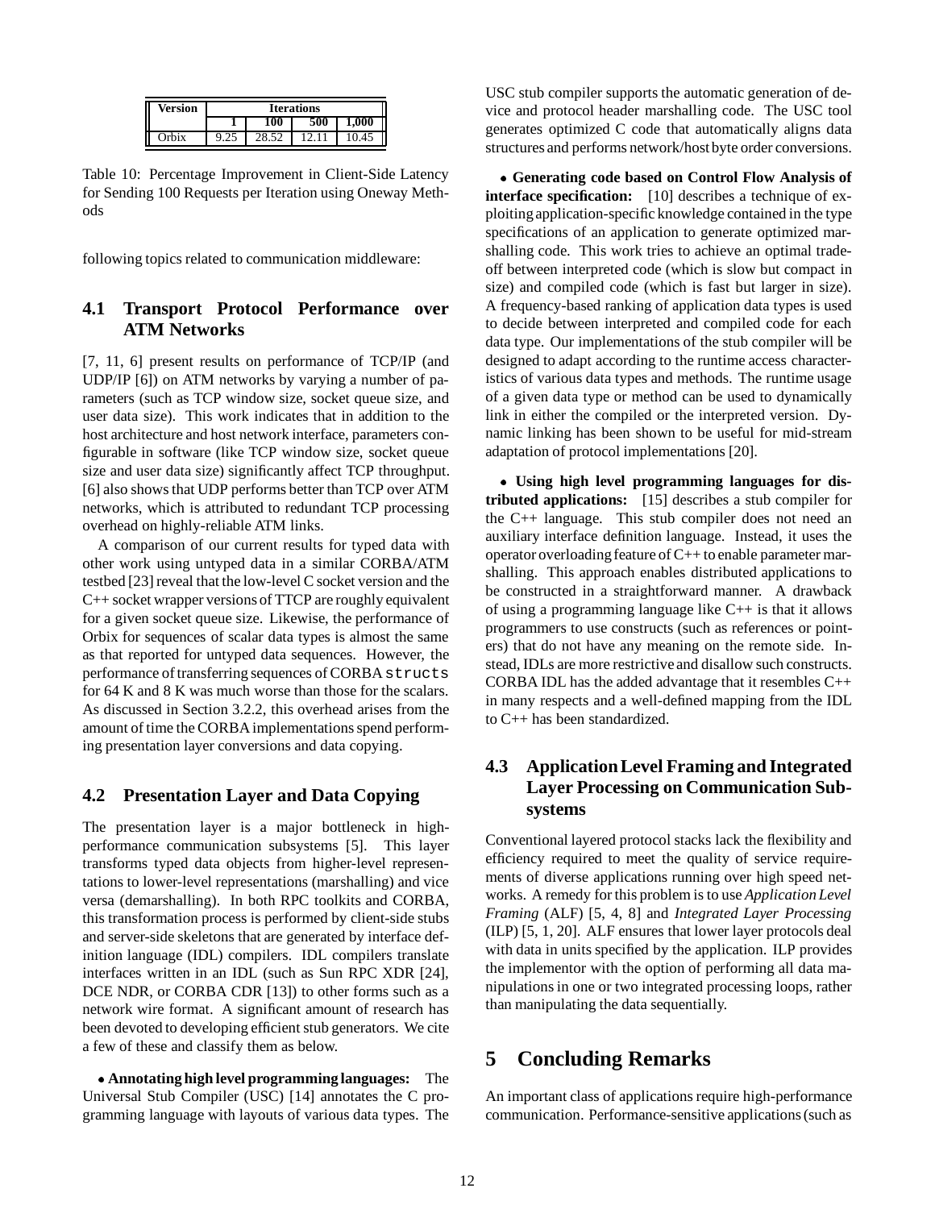| Version | Iterations | | | |
|---|---|---|---|---|
| | 1 | 100 | 500 | 1,000 |
| Orbix | 9.25 | 28.52 | 12.11 | 10.45 |

Table 10: Percentage Improvement in Client-Side Latency for Sending 100 Requests per Iteration using Oneway Methods

following topics related to communication middleware:

## 4.1 Transport Protocol Performance over ATM Networks

[7, 11, 6] present results on performance of TCP/IP (and UDP/IP [6]) on ATM networks by varying a number of parameters (such as TCP window size, socket queue size, and user data size). This work indicates that in addition to the host architecture and host network interface, parameters configurable in software (like TCP window size, socket queue size and user data size) significantly affect TCP throughput. [6] also shows that UDP performs better than TCP over ATM networks, which is attributed to redundant TCP processing overhead on highly-reliable ATM links.

A comparison of our current results for typed data with other work using untyped data in a similar CORBA/ATM testbed [23] reveal that the low-level C socket version and the C++ socket wrapper versions of TTCP are roughly equivalent for a given socket queue size. Likewise, the performance of Orbix for sequences of scalar data types is almost the same as that reported for untyped data sequences. However, the performance of transferring sequences of CORBA `structs` for 64 K and 8 K was much worse than those for the scalars. As discussed in Section 3.2.2, this overhead arises from the amount of time the CORBA implementations spend performing presentation layer conversions and data copying.

## 4.2 Presentation Layer and Data Copying

The presentation layer is a major bottleneck in high-performance communication subsystems [5]. This layer transforms typed data objects from higher-level representations to lower-level representations (marshalling) and vice versa (demarshalling). In both RPC toolkits and CORBA, this transformation process is performed by client-side stubs and server-side skeletons that are generated by interface definition language (IDL) compilers. IDL compilers translate interfaces written in an IDL (such as Sun RPC XDR [24], DCE NDR, or CORBA CDR [13]) to other forms such as a network wire format. A significant amount of research has been devoted to developing efficient stub generators. We cite a few of these and classify them as below.

- **Annotating high level programming languages:** The Universal Stub Compiler (USC) [14] annotates the C programming language with layouts of various data types. The USC stub compiler supports the automatic generation of device and protocol header marshalling code. The USC tool generates optimized C code that automatically aligns data structures and performs network/host byte order conversions.

- **Generating code based on Control Flow Analysis of interface specification:** [10] describes a technique of exploiting application-specific knowledge contained in the type specifications of an application to generate optimized marshalling code. This work tries to achieve an optimal tradeoff between interpreted code (which is slow but compact in size) and compiled code (which is fast but larger in size). A frequency-based ranking of application data types is used to decide between interpreted and compiled code for each data type. Our implementations of the stub compiler will be designed to adapt according to the runtime access characteristics of various data types and methods. The runtime usage of a given data type or method can be used to dynamically link in either the compiled or the interpreted version. Dynamic linking has been shown to be useful for mid-stream adaptation of protocol implementations [20].

- **Using high level programming languages for distributed applications:** [15] describes a stub compiler for the C++ language. This stub compiler does not need an auxiliary interface definition language. Instead, it uses the operator overloading feature of C++ to enable parameter marshalling. This approach enables distributed applications to be constructed in a straightforward manner. A drawback of using a programming language like C++ is that it allows programmers to use constructs (such as references or pointers) that do not have any meaning on the remote side. Instead, IDLs are more restrictive and disallow such constructs. CORBA IDL has the added advantage that it resembles C++ in many respects and a well-defined mapping from the IDL to C++ has been standardized.

## 4.3 Application Level Framing and Integrated Layer Processing on Communication Subsystems

Conventional layered protocol stacks lack the flexibility and efficiency required to meet the quality of service requirements of diverse applications running over high speed networks. A remedy for this problem is to use *Application Level Framing* (ALF) [5, 4, 8] and *Integrated Layer Processing* (ILP) [5, 1, 20]. ALF ensures that lower layer protocols deal with data in units specified by the application. ILP provides the implementor with the option of performing all data manipulations in one or two integrated processing loops, rather than manipulating the data sequentially.

# 5 Concluding Remarks

An important class of applications require high-performance communication. Performance-sensitive applications (such as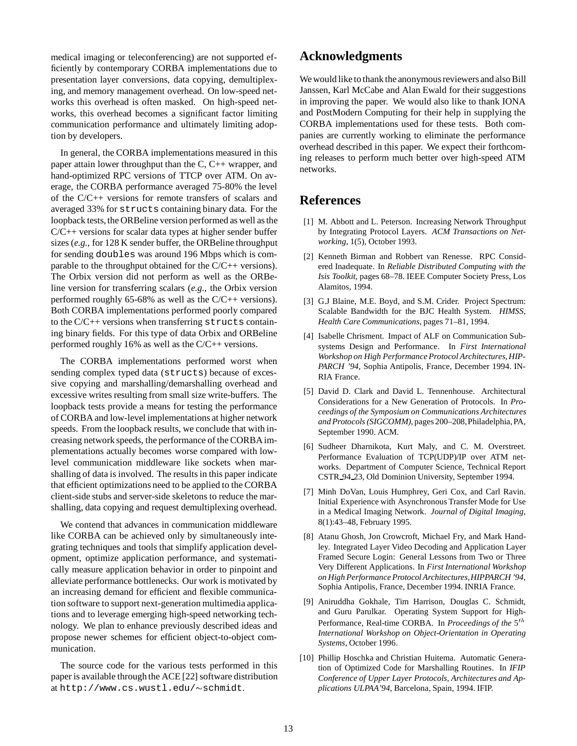medical imaging or teleconferencing) are not supported efficiently by contemporary CORBA implementations due to presentation layer conversions, data copying, demultiplexing, and memory management overhead. On low-speed networks this overhead is often masked. On high-speed networks, this overhead becomes a significant factor limiting communication performance and ultimately limiting adoption by developers.

In general, the CORBA implementations measured in this paper attain lower throughput than the C, C++ wrapper, and hand-optimized RPC versions of TTCP over ATM. On average, the CORBA performance averaged 75-80% the level of the C/C++ versions for remote transfers of scalars and averaged 33% for `structs` containing binary data. For the loopback tests, the ORBeline version performed as well as the C/C++ versions for scalar data types at higher sender buffer sizes (*e.g.,* for 128 K sender buffer, the ORBeline throughput for sending `doubles` was around 196 Mbps which is comparable to the throughput obtained for the C/C++ versions). The Orbix version did not perform as well as the ORBeline version for transferring scalars (*e.g.,* the Orbix version performed roughly 65-68% as well as the C/C++ versions). Both CORBA implementations performed poorly compared to the C/C++ versions when transferring `structs` containing binary fields. For this type of data Orbix and ORBeline performed roughly 16% as well as the C/C++ versions.

The CORBA implementations performed worst when sending complex typed data (`structs`) because of excessive copying and marshalling/demarshalling overhead and excessive writes resulting from small size write-buffers. The loopback tests provide a means for testing the performance of CORBA and low-level implementations at higher network speeds. From the loopback results, we conclude that with increasing network speeds, the performance of the CORBA implementations actually becomes worse compared with low-level communication middleware like sockets when marshalling of data is involved. The results in this paper indicate that efficient optimizations need to be applied to the CORBA client-side stubs and server-side skeletons to reduce the marshalling, data copying and request demultiplexing overhead.

We contend that advances in communication middleware like CORBA can be achieved only by simultaneously integrating techniques and tools that simplify application development, optimize application performance, and systematically measure application behavior in order to pinpoint and alleviate performance bottlenecks. Our work is motivated by an increasing demand for efficient and flexible communication software to support next-generation multimedia applications and to leverage emerging high-speed networking technology. We plan to enhance previously described ideas and propose newer schemes for efficient object-to-object communication.

The source code for the various tests performed in this paper is available through the ACE [22] software distribution at `http://www.cs.wustl.edu/~schmidt`.

## Acknowledgments

We would like to thank the anonymous reviewers and also Bill Janssen, Karl McCabe and Alan Ewald for their suggestions in improving the paper. We would also like to thank IONA and PostModern Computing for their help in supplying the CORBA implementations used for these tests. Both companies are currently working to eliminate the performance overhead described in this paper. We expect their forthcoming releases to perform much better over high-speed ATM networks.

## References

[1] M. Abbott and L. Peterson. Increasing Network Throughput by Integrating Protocol Layers. *ACM Transactions on Networking*, 1(5), October 1993.

[2] Kenneth Birman and Robbert van Renesse. RPC Considered Inadequate. In *Reliable Distributed Computing with the Isis Toolkit*, pages 68–78. IEEE Computer Society Press, Los Alamitos, 1994.

[3] G.J Blaine, M.E. Boyd, and S.M. Crider. Project Spectrum: Scalable Bandwidth for the BJC Health System. *HIMSS, Health Care Communications*, pages 71–81, 1994.

[4] Isabelle Chrisment. Impact of ALF on Communication Subsystems Design and Performance. In *First International Workshop on High Performance Protocol Architectures, HIPPARCH '94*, Sophia Antipolis, France, December 1994. INRIA France.

[5] David D. Clark and David L. Tennenhouse. Architectural Considerations for a New Generation of Protocols. In *Proceedings of the Symposium on Communications Architectures and Protocols (SIGCOMM)*, pages 200–208, Philadelphia, PA, September 1990. ACM.

[6] Sudheer Dharnikota, Kurt Maly, and C. M. Overstreet. Performance Evaluation of TCP(UDP)/IP over ATM networks. Department of Computer Science, Technical Report CSTR_94_23, Old Dominion University, September 1994.

[7] Minh DoVan, Louis Humphrey, Geri Cox, and Carl Ravin. Initial Experience with Asynchronous Transfer Mode for Use in a Medical Imaging Network. *Journal of Digital Imaging*, 8(1):43–48, February 1995.

[8] Atanu Ghosh, Jon Crowcroft, Michael Fry, and Mark Handley. Integrated Layer Video Decoding and Application Layer Framed Secure Login: General Lessons from Two or Three Very Different Applications. In *First International Workshop on High Performance Protocol Architectures, HIPPARCH '94*, Sophia Antipolis, France, December 1994. INRIA France.

[9] Aniruddha Gokhale, Tim Harrison, Douglas C. Schmidt, and Guru Parulkar. Operating System Support for High-Performance, Real-time CORBA. In *Proceedings of the* $5^{th}$ *International Workshop on Object-Orientation in Operating Systems*, October 1996.

[10] Phillip Hoschka and Christian Huitema. Automatic Generation of Optimized Code for Marshalling Routines. In *IFIP Conference of Upper Layer Protocols, Architectures and Applications ULPAA'94*, Barcelona, Spain, 1994. IFIP.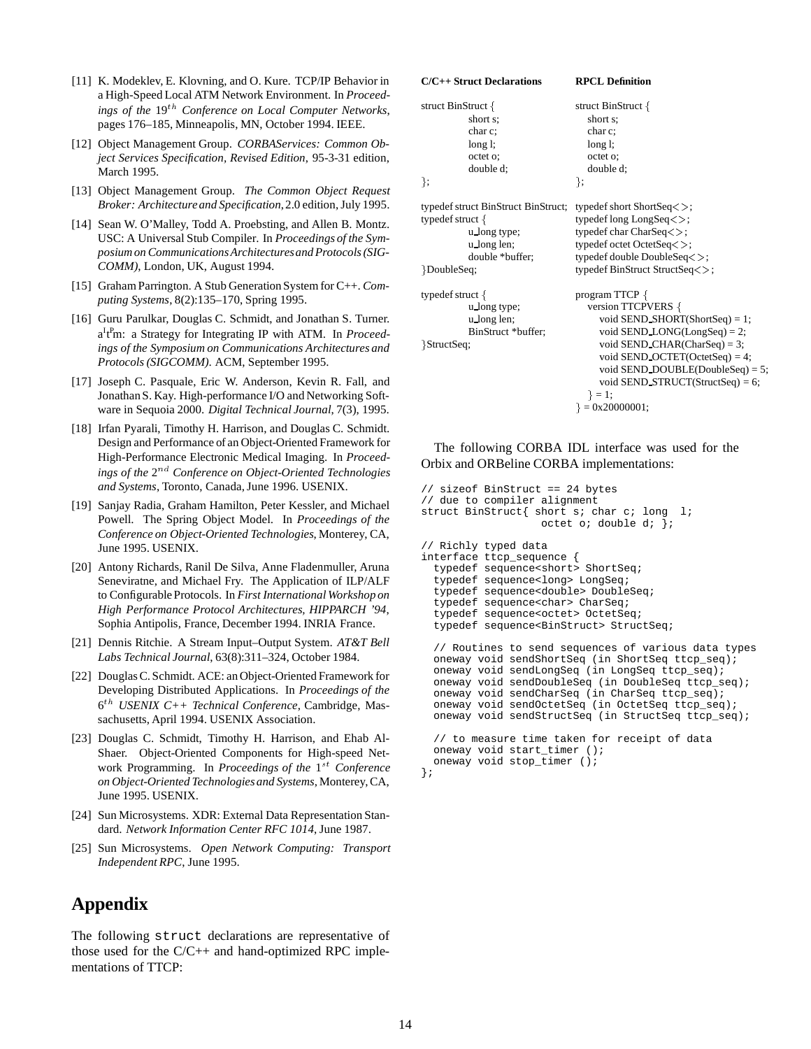[11] K. Modeklev, E. Klovning, and O. Kure. TCP/IP Behavior in a High-Speed Local ATM Network Environment. In *Proceedings of the* $19^{th}$ *Conference on Local Computer Networks*, pages 176–185, Minneapolis, MN, October 1994. IEEE.

[12] Object Management Group. *CORBAServices: Common Object Services Specification, Revised Edition*, 95-3-31 edition, March 1995.

[13] Object Management Group. *The Common Object Request Broker: Architecture and Specification*, 2.0 edition, July 1995.

[14] Sean W. O'Malley, Todd A. Proebsting, and Allen B. Montz. USC: A Universal Stub Compiler. In *Proceedings of the Symposium on Communications Architectures and Protocols (SIGCOMM)*, London, UK, August 1994.

[15] Graham Parrington. A Stub Generation System for C++. *Computing Systems*, 8(2):135–170, Spring 1995.

[16] Guru Parulkar, Douglas C. Schmidt, and Jonathan S. Turner. $a^{I}t^{P}m$: a Strategy for Integrating IP with ATM. In *Proceedings of the Symposium on Communications Architectures and Protocols (SIGCOMM)*. ACM, September 1995.

[17] Joseph C. Pasquale, Eric W. Anderson, Kevin R. Fall, and Jonathan S. Kay. High-performance I/O and Networking Software in Sequoia 2000. *Digital Technical Journal*, 7(3), 1995.

[18] Irfan Pyarali, Timothy H. Harrison, and Douglas C. Schmidt. Design and Performance of an Object-Oriented Framework for High-Performance Electronic Medical Imaging. In *Proceedings of the* $2^{nd}$ *Conference on Object-Oriented Technologies and Systems*, Toronto, Canada, June 1996. USENIX.

[19] Sanjay Radia, Graham Hamilton, Peter Kessler, and Michael Powell. The Spring Object Model. In *Proceedings of the Conference on Object-Oriented Technologies*, Monterey, CA, June 1995. USENIX.

[20] Antony Richards, Ranil De Silva, Anne Fladenmuller, Aruna Seneviratne, and Michael Fry. The Application of ILP/ALF to Configurable Protocols. In *First International Workshop on High Performance Protocol Architectures, HIPPARCH '94*, Sophia Antipolis, France, December 1994. INRIA France.

[21] Dennis Ritchie. A Stream Input–Output System. *AT&T Bell Labs Technical Journal*, 63(8):311–324, October 1984.

[22] Douglas C. Schmidt. ACE: an Object-Oriented Framework for Developing Distributed Applications. In *Proceedings of the* $6^{th}$ *USENIX C++ Technical Conference*, Cambridge, Massachusetts, April 1994. USENIX Association.

[23] Douglas C. Schmidt, Timothy H. Harrison, and Ehab Al-Shaer. Object-Oriented Components for High-speed Network Programming. In *Proceedings of the* $1^{st}$ *Conference on Object-Oriented Technologies and Systems*, Monterey, CA, June 1995. USENIX.

[24] Sun Microsystems. XDR: External Data Representation Standard. *Network Information Center RFC 1014*, June 1987.

[25] Sun Microsystems. *Open Network Computing: Transport Independent RPC*, June 1995.

# Appendix

The following `struct` declarations are representative of those used for the C/C++ and hand-optimized RPC implementations of TTCP:

**C/C++ Struct Declarations**

```
struct BinStruct {
        short s;
        char c;
        long l;
        octet o;
        double d;
};

typedef struct BinStruct BinStruct;
typedef struct {
        u_long type;
        u_long len;
        double *buffer;
}DoubleSeq;

typedef struct {
        u_long type;
        u_long len;
        BinStruct *buffer;
}StructSeq;
```

**RPCL Definition**

```
struct BinStruct {
    short s;
    char c;
    long l;
    octet o;
    double d;
};

typedef short ShortSeq<>;
typedef long LongSeq<>;
typedef char CharSeq<>;
typedef octet OctetSeq<>;
typedef double DoubleSeq<>;
typedef BinStruct StructSeq<>;

program TTCP {
    version TTCPVERS {
        void SEND_SHORT(ShortSeq) = 1;
        void SEND_LONG(LongSeq) = 2;
        void SEND_CHAR(CharSeq) = 3;
        void SEND_OCTET(OctetSeq) = 4;
        void SEND_DOUBLE(DoubleSeq) = 5;
        void SEND_STRUCT(StructSeq) = 6;
    } = 1;
} = 0x20000001;
```

The following CORBA IDL interface was used for the Orbix and ORBeline CORBA implementations:

```
// sizeof BinStruct == 24 bytes
// due to compiler alignment
struct BinStruct{ short s; char c; long  l;
                  octet o; double d; };

// Richly typed data
interface ttcp_sequence {
  typedef sequence<short> ShortSeq;
  typedef sequence<long> LongSeq;
  typedef sequence<double> DoubleSeq;
  typedef sequence<char> CharSeq;
  typedef sequence<octet> OctetSeq;
  typedef sequence<BinStruct> StructSeq;

  // Routines to send sequences of various data types
  oneway void sendShortSeq (in ShortSeq ttcp_seq);
  oneway void sendLongSeq (in LongSeq ttcp_seq);
  oneway void sendDoubleSeq (in DoubleSeq ttcp_seq);
  oneway void sendCharSeq (in CharSeq ttcp_seq);
  oneway void sendOctetSeq (in OctetSeq ttcp_seq);
  oneway void sendStructSeq (in StructSeq ttcp_seq);

  // to measure time taken for receipt of data
  oneway void start_timer ();
  oneway void stop_timer ();
};
```